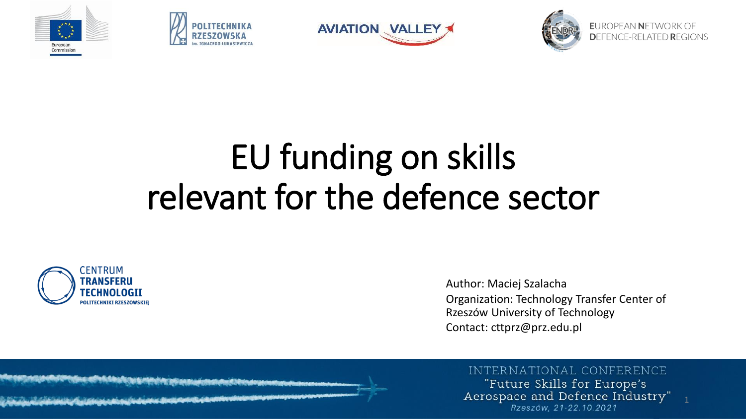# EU funding on skills relevant for the defence sector

Author: Maciej Szalacha

Organization: Technology Transfer Center of Rzeszów University of Technology

Contact: cttprz@prz.edu.pl

INTERNATIONAL CONFERENCE "Future Skills for Europe's Aerospace and Defence Industry"

Rzeszów, 21-22.10.2021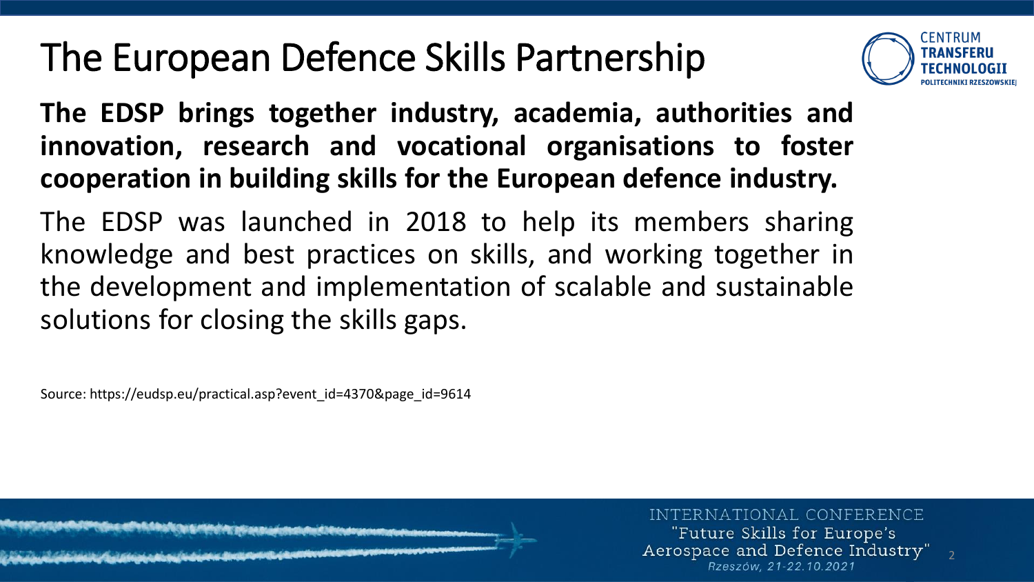# The European Defence Skills Partnership

**The EDSP brings together industry, academia, authorities and innovation, research and vocational organisations to foster cooperation in building skills for the European defence industry.**

The EDSP was launched in 2018 to help its members sharing knowledge and best practices on skills, and working together in the development and implementation of scalable and sustainable solutions for closing the skills gaps.

Source: https://eudsp.eu/practical.asp?event_id=4370&page_id=9614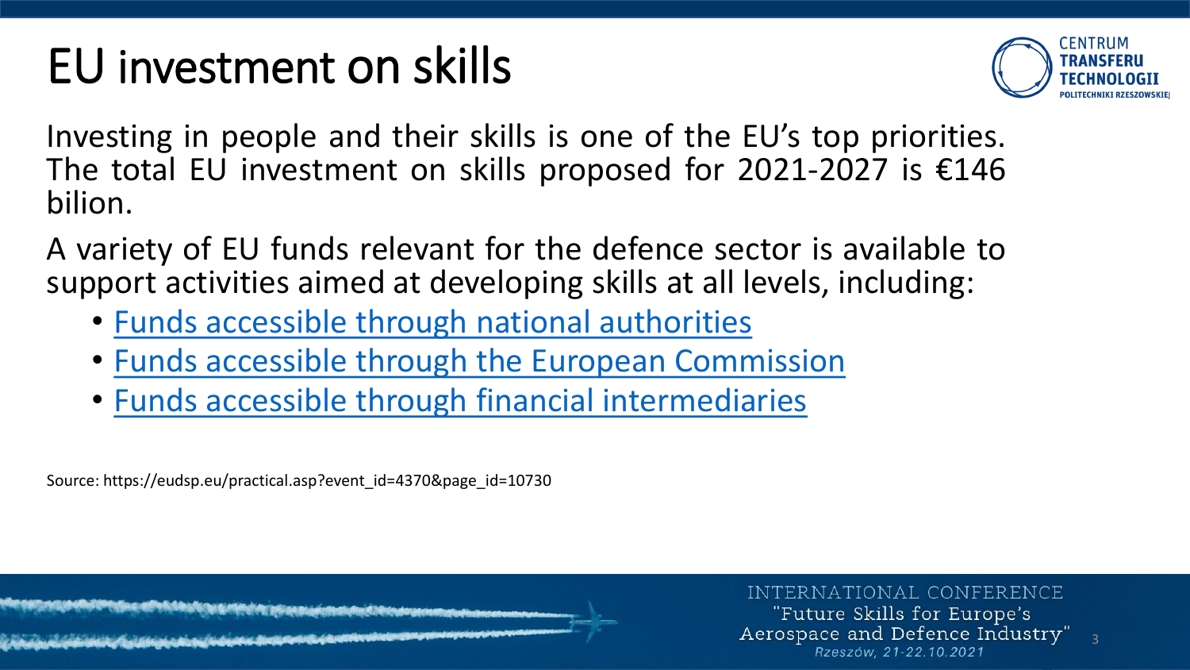# EU investment on skills

Investing in people and their skills is one of the EU's top priorities. The total EU investment on skills proposed for 2021-2027 is €146 bilion.

A variety of EU funds relevant for the defence sector is available to support activities aimed at developing skills at all levels, including:

- Funds accessible through national authorities
- Funds accessible through the European Commission
- Funds accessible through financial intermediaries

Source: https://eudsp.eu/practical.asp?event_id=4370&page_id=10730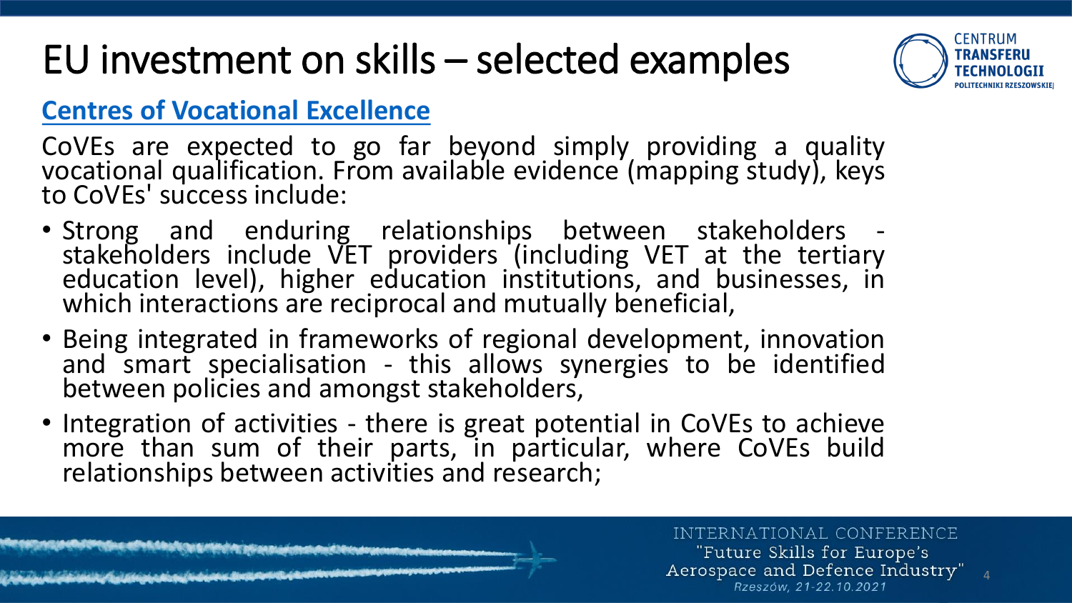# EU investment on skills – selected examples

## Centres of Vocational Excellence

CoVEs are expected to go far beyond simply providing a quality vocational qualification. From available evidence (mapping study), keys to CoVEs' success include:

- Strong and enduring relationships between stakeholders - stakeholders include VET providers (including VET at the tertiary education level), higher education institutions, and businesses, in which interactions are reciprocal and mutually beneficial,
- Being integrated in frameworks of regional development, innovation and smart specialisation - this allows synergies to be identified between policies and amongst stakeholders,
- Integration of activities - there is great potential in CoVEs to achieve more than sum of their parts, in particular, where CoVEs build relationships between activities and research;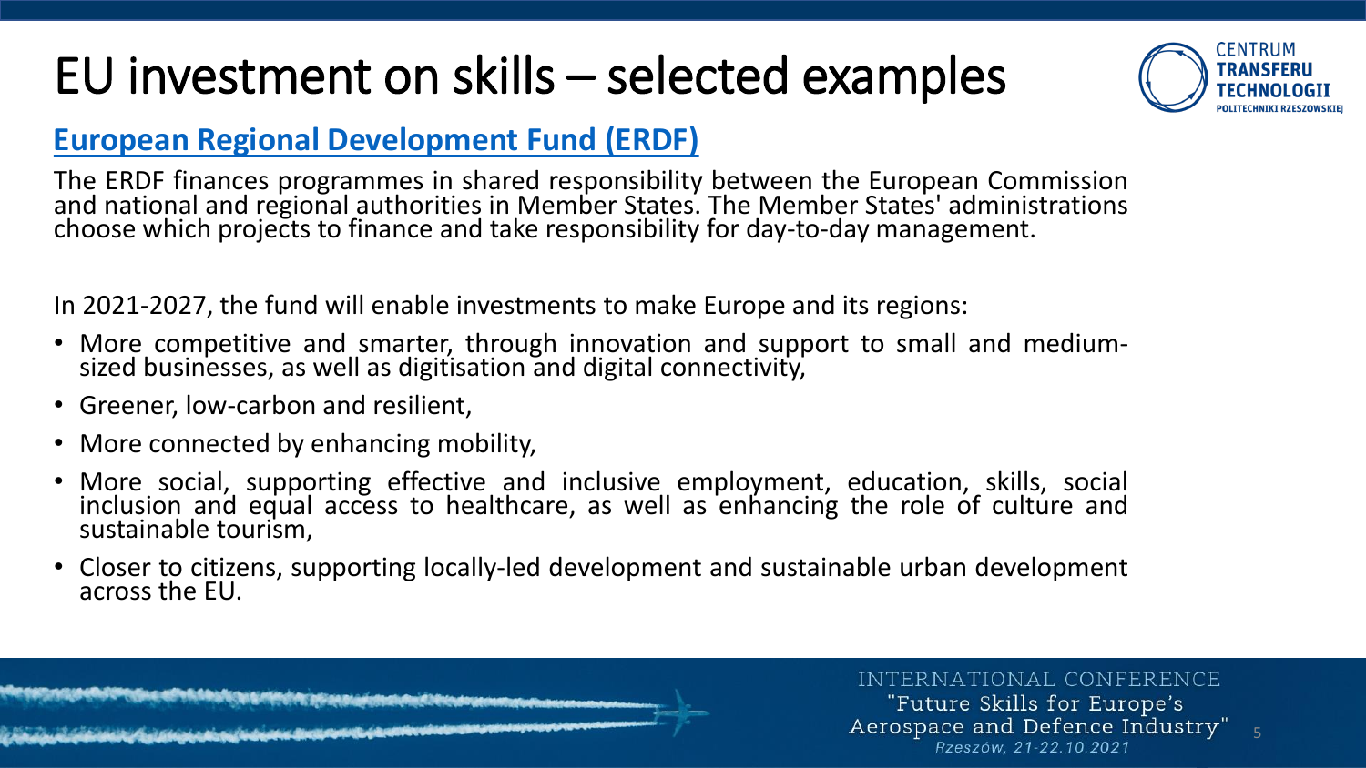# EU investment on skills – selected examples

## European Regional Development Fund (ERDF)

The ERDF finances programmes in shared responsibility between the European Commission and national and regional authorities in Member States. The Member States' administrations choose which projects to finance and take responsibility for day-to-day management.

In 2021-2027, the fund will enable investments to make Europe and its regions:

- More competitive and smarter, through innovation and support to small and medium-sized businesses, as well as digitisation and digital connectivity,
- Greener, low-carbon and resilient,
- More connected by enhancing mobility,
- More social, supporting effective and inclusive employment, education, skills, social inclusion and equal access to healthcare, as well as enhancing the role of culture and sustainable tourism,
- Closer to citizens, supporting locally-led development and sustainable urban development across the EU.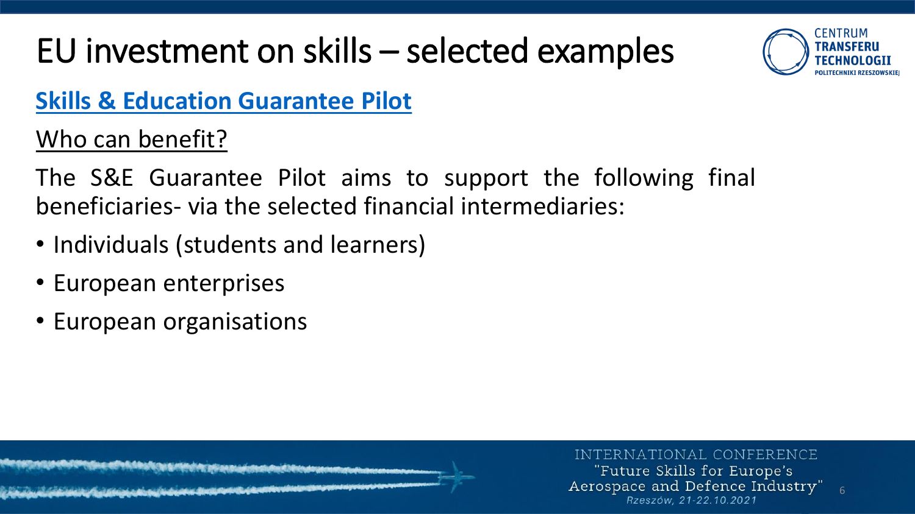# EU investment on skills – selected examples

## Skills & Education Guarantee Pilot

Who can benefit?

The S&E Guarantee Pilot aims to support the following final beneficiaries- via the selected financial intermediaries:

- Individuals (students and learners)
- European enterprises
- European organisations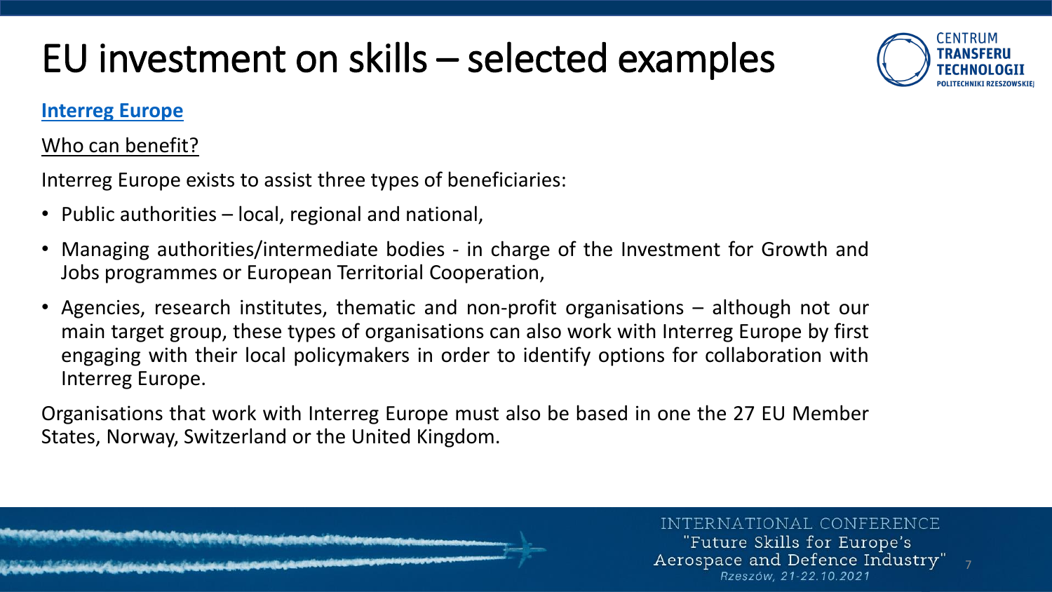# EU investment on skills – selected examples

**Interreg Europe**

Who can benefit?

Interreg Europe exists to assist three types of beneficiaries:

- Public authorities – local, regional and national,
- Managing authorities/intermediate bodies - in charge of the Investment for Growth and Jobs programmes or European Territorial Cooperation,
- Agencies, research institutes, thematic and non-profit organisations – although not our main target group, these types of organisations can also work with Interreg Europe by first engaging with their local policymakers in order to identify options for collaboration with Interreg Europe.

Organisations that work with Interreg Europe must also be based in one the 27 EU Member States, Norway, Switzerland or the United Kingdom.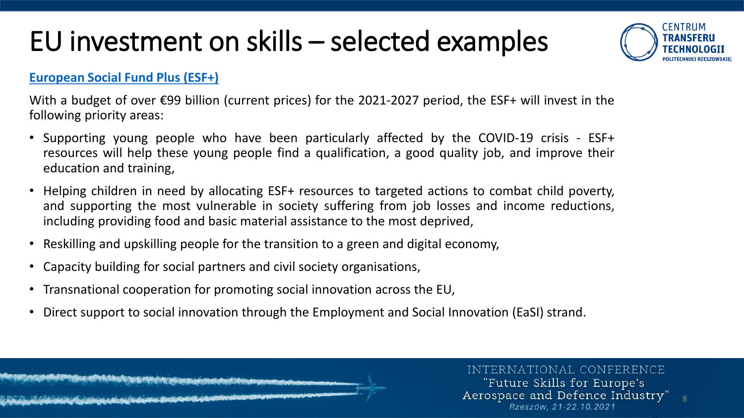# EU investment on skills – selected examples

**European Social Fund Plus (ESF+)**

With a budget of over €99 billion (current prices) for the 2021-2027 period, the ESF+ will invest in the following priority areas:

- Supporting young people who have been particularly affected by the COVID-19 crisis - ESF+ resources will help these young people find a qualification, a good quality job, and improve their education and training,
- Helping children in need by allocating ESF+ resources to targeted actions to combat child poverty, and supporting the most vulnerable in society suffering from job losses and income reductions, including providing food and basic material assistance to the most deprived,
- Reskilling and upskilling people for the transition to a green and digital economy,
- Capacity building for social partners and civil society organisations,
- Transnational cooperation for promoting social innovation across the EU,
- Direct support to social innovation through the Employment and Social Innovation (EaSI) strand.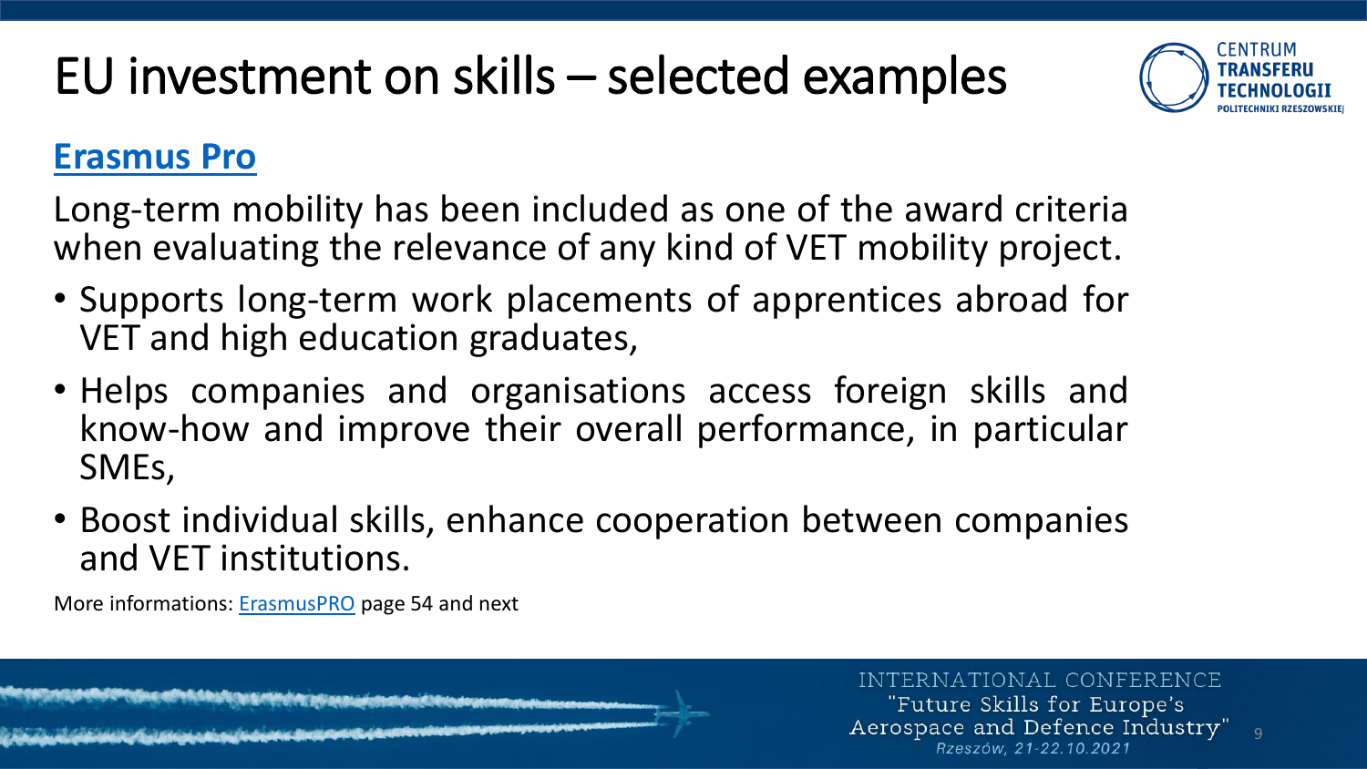# EU investment on skills – selected examples

## Erasmus Pro

Long-term mobility has been included as one of the award criteria when evaluating the relevance of any kind of VET mobility project.

- Supports long-term work placements of apprentices abroad for VET and high education graduates,
- Helps companies and organisations access foreign skills and know-how and improve their overall performance, in particular SMEs,
- Boost individual skills, enhance cooperation between companies and VET institutions.

More informations: ErasmusPRO page 54 and next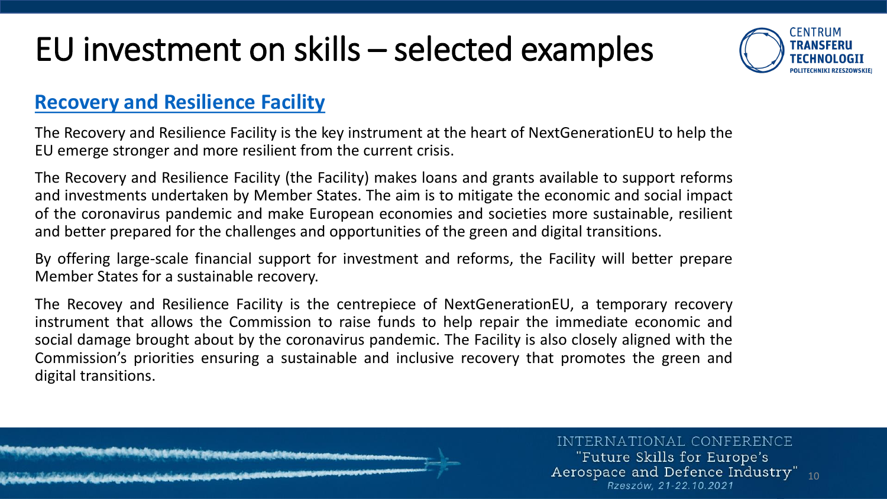# EU investment on skills – selected examples

## Recovery and Resilience Facility

The Recovery and Resilience Facility is the key instrument at the heart of NextGenerationEU to help the EU emerge stronger and more resilient from the current crisis.

The Recovery and Resilience Facility (the Facility) makes loans and grants available to support reforms and investments undertaken by Member States. The aim is to mitigate the economic and social impact of the coronavirus pandemic and make European economies and societies more sustainable, resilient and better prepared for the challenges and opportunities of the green and digital transitions.

By offering large-scale financial support for investment and reforms, the Facility will better prepare Member States for a sustainable recovery.

The Recovey and Resilience Facility is the centrepiece of NextGenerationEU, a temporary recovery instrument that allows the Commission to raise funds to help repair the immediate economic and social damage brought about by the coronavirus pandemic. The Facility is also closely aligned with the Commission's priorities ensuring a sustainable and inclusive recovery that promotes the green and digital transitions.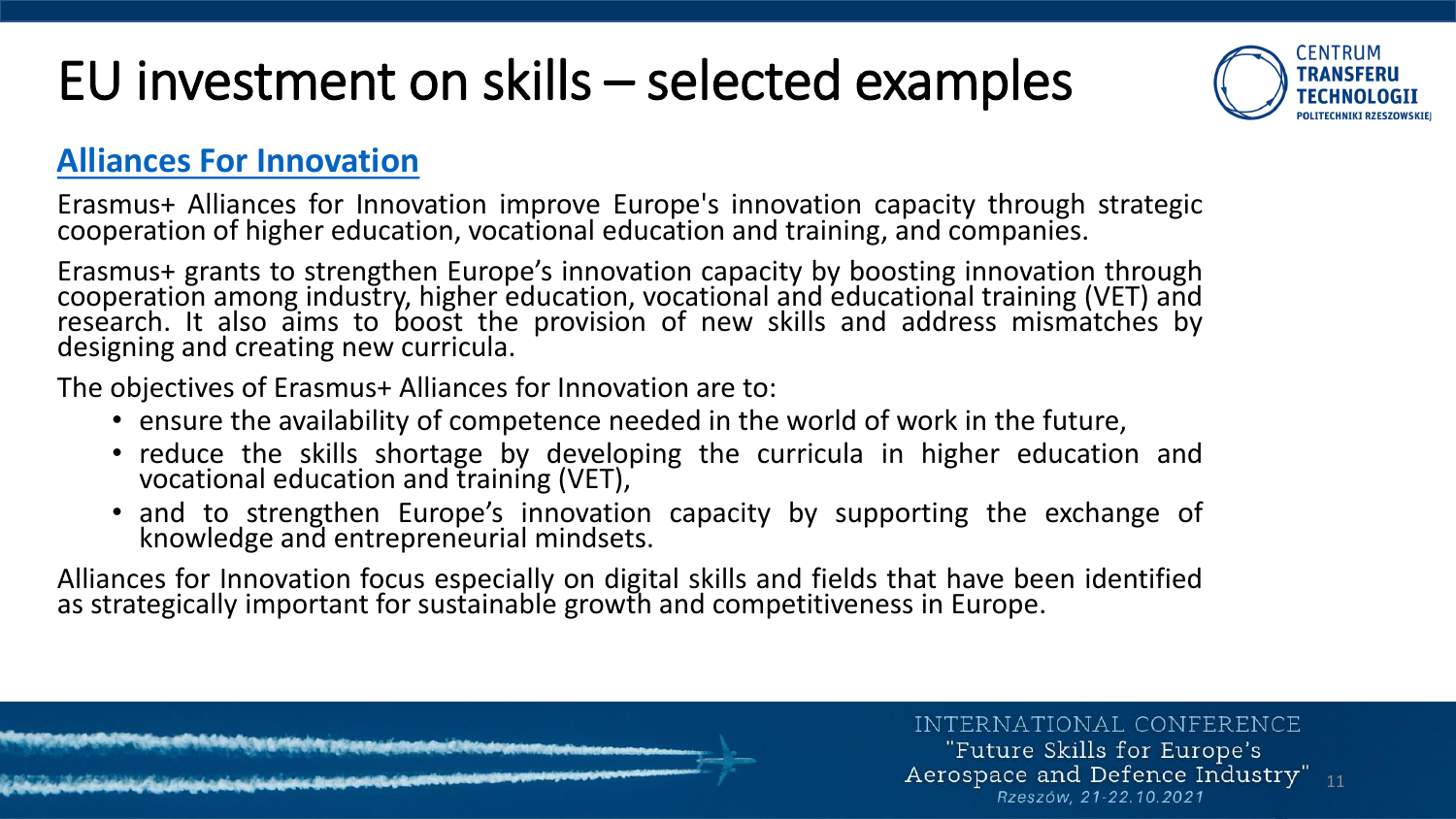# EU investment on skills – selected examples

## Alliances For Innovation

Erasmus+ Alliances for Innovation improve Europe's innovation capacity through strategic cooperation of higher education, vocational education and training, and companies.

Erasmus+ grants to strengthen Europe's innovation capacity by boosting innovation through cooperation among industry, higher education, vocational and educational training (VET) and research. It also aims to boost the provision of new skills and address mismatches by designing and creating new curricula.

The objectives of Erasmus+ Alliances for Innovation are to:

- ensure the availability of competence needed in the world of work in the future,
- reduce the skills shortage by developing the curricula in higher education and vocational education and training (VET),
- and to strengthen Europe's innovation capacity by supporting the exchange of knowledge and entrepreneurial mindsets.

Alliances for Innovation focus especially on digital skills and fields that have been identified as strategically important for sustainable growth and competitiveness in Europe.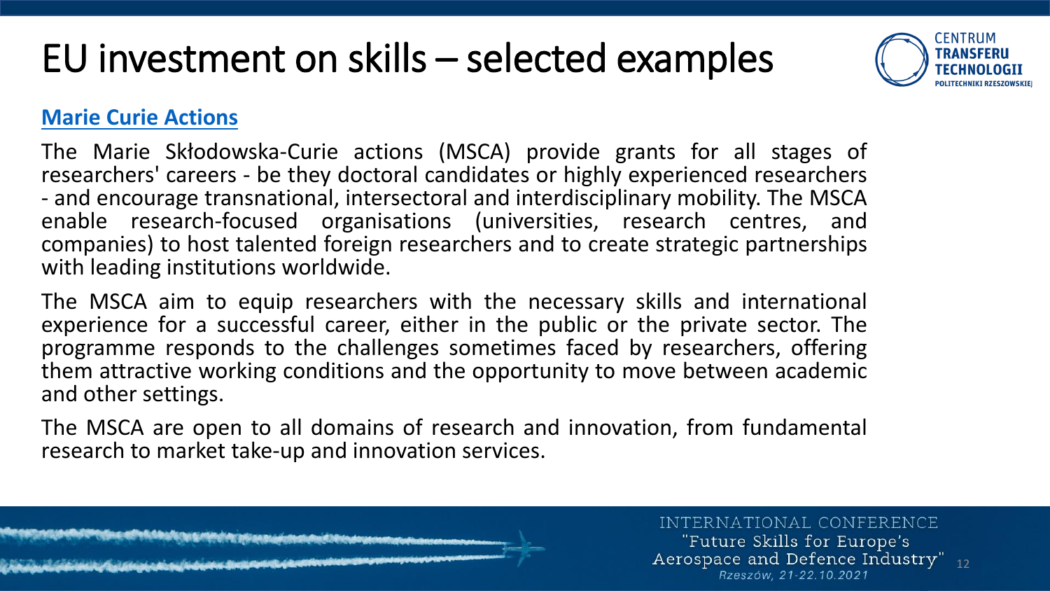# EU investment on skills – selected examples

**Marie Curie Actions**

The Marie Skłodowska-Curie actions (MSCA) provide grants for all stages of researchers' careers - be they doctoral candidates or highly experienced researchers - and encourage transnational, intersectoral and interdisciplinary mobility. The MSCA enable research-focused organisations (universities, research centres, and companies) to host talented foreign researchers and to create strategic partnerships with leading institutions worldwide.

The MSCA aim to equip researchers with the necessary skills and international experience for a successful career, either in the public or the private sector. The programme responds to the challenges sometimes faced by researchers, offering them attractive working conditions and the opportunity to move between academic and other settings.

The MSCA are open to all domains of research and innovation, from fundamental research to market take-up and innovation services.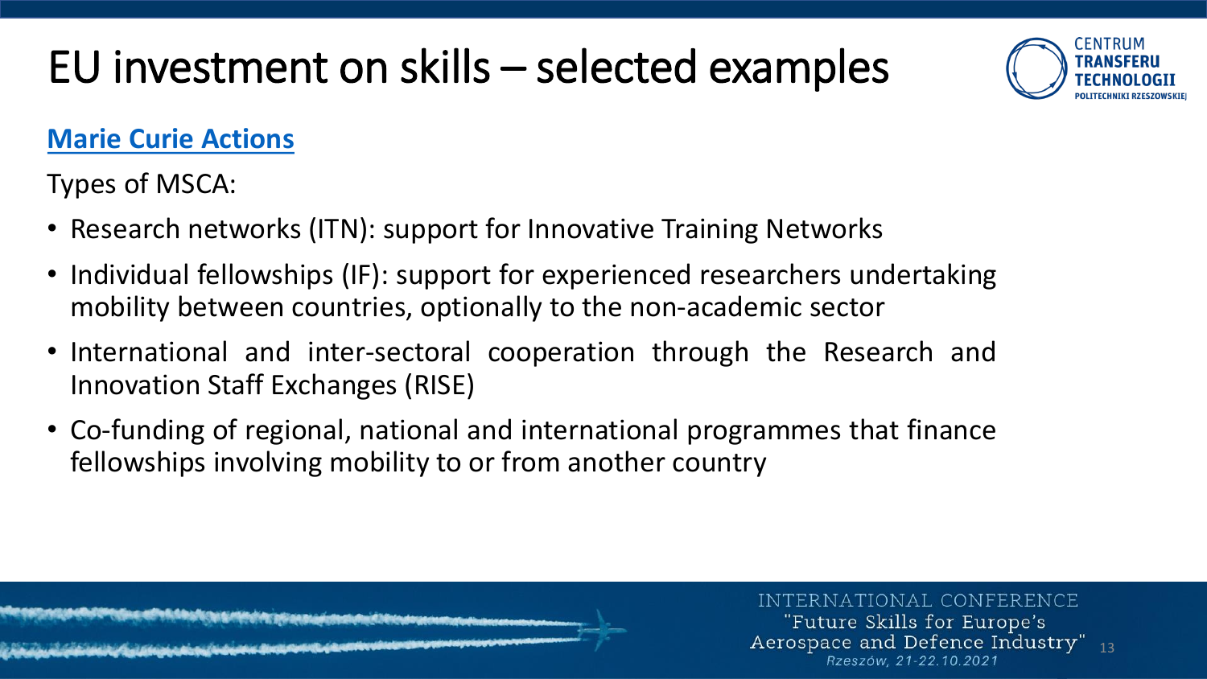# EU investment on skills – selected examples

**Marie Curie Actions**

Types of MSCA:

- Research networks (ITN): support for Innovative Training Networks
- Individual fellowships (IF): support for experienced researchers undertaking mobility between countries, optionally to the non-academic sector
- International and inter-sectoral cooperation through the Research and Innovation Staff Exchanges (RISE)
- Co-funding of regional, national and international programmes that finance fellowships involving mobility to or from another country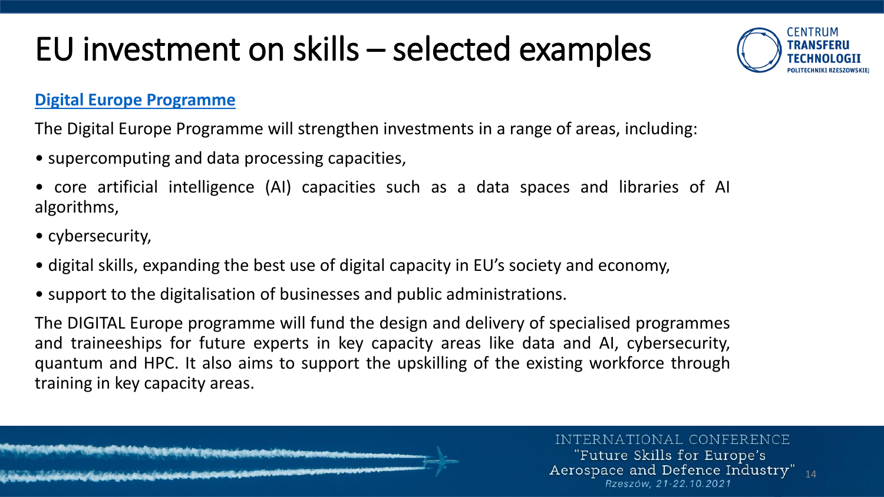# EU investment on skills – selected examples

## Digital Europe Programme

The Digital Europe Programme will strengthen investments in a range of areas, including:

- supercomputing and data processing capacities,
- core artificial intelligence (AI) capacities such as a data spaces and libraries of AI algorithms,
- cybersecurity,
- digital skills, expanding the best use of digital capacity in EU's society and economy,
- support to the digitalisation of businesses and public administrations.

The DIGITAL Europe programme will fund the design and delivery of specialised programmes and traineeships for future experts in key capacity areas like data and AI, cybersecurity, quantum and HPC. It also aims to support the upskilling of the existing workforce through training in key capacity areas.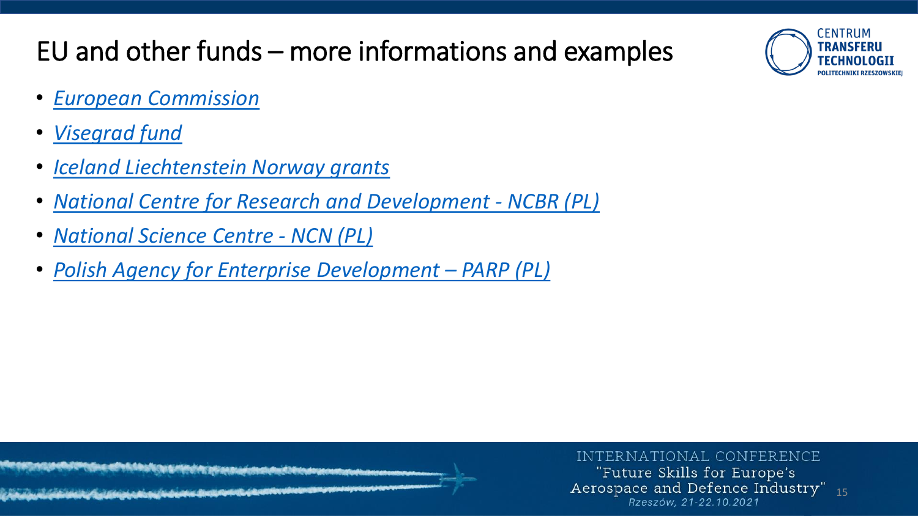# EU and other funds – more informations and examples

- *European Commission*
- *Visegrad fund*
- *Iceland Liechtenstein Norway grants*
- *National Centre for Research and Development - NCBR (PL)*
- *National Science Centre - NCN (PL)*
- *Polish Agency for Enterprise Development – PARP (PL)*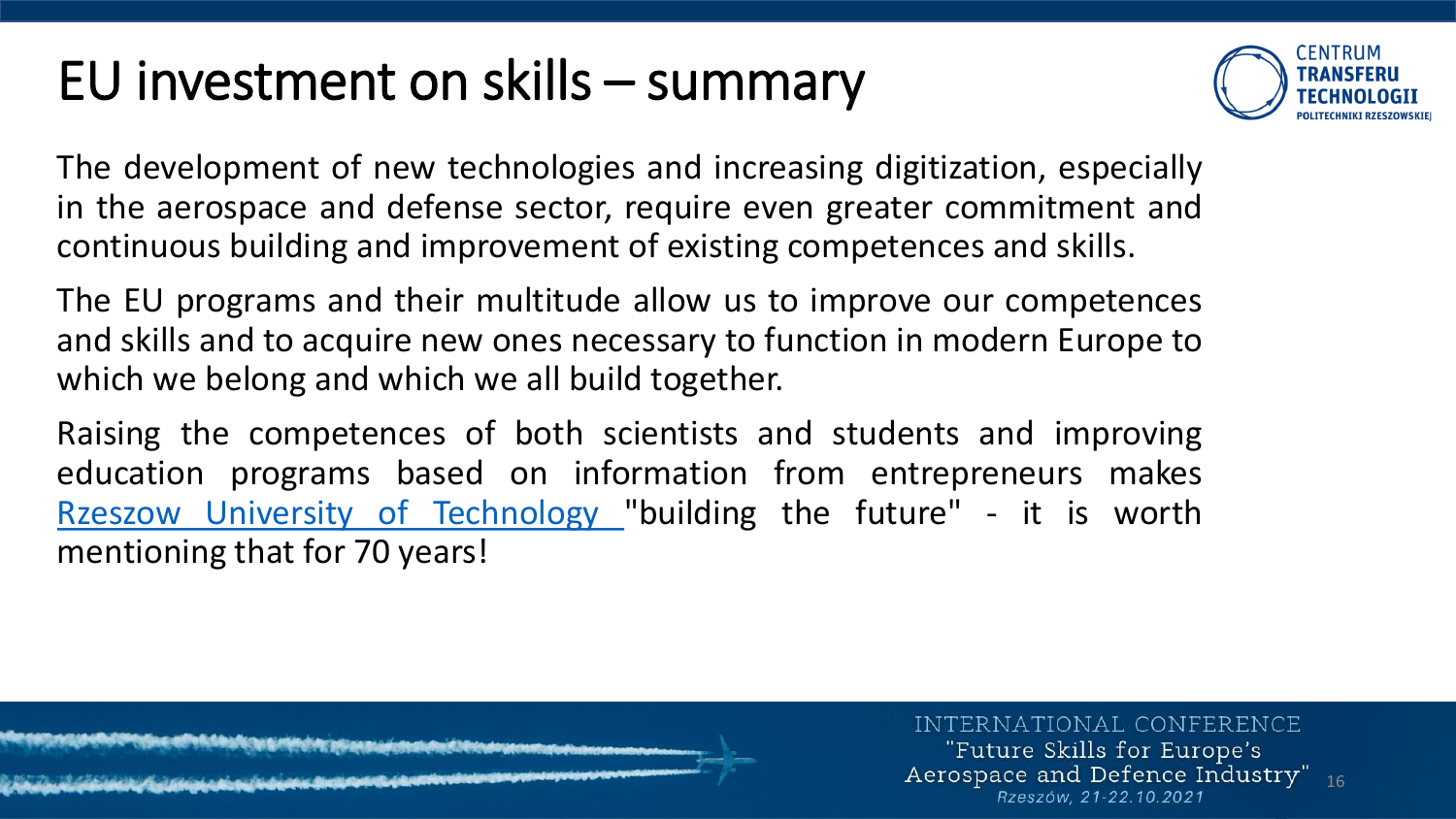# EU investment on skills – summary

The development of new technologies and increasing digitization, especially in the aerospace and defense sector, require even greater commitment and continuous building and improvement of existing competences and skills.

The EU programs and their multitude allow us to improve our competences and skills and to acquire new ones necessary to function in modern Europe to which we belong and which we all build together.

Raising the competences of both scientists and students and improving education programs based on information from entrepreneurs makes Rzeszow University of Technology "building the future" - it is worth mentioning that for 70 years!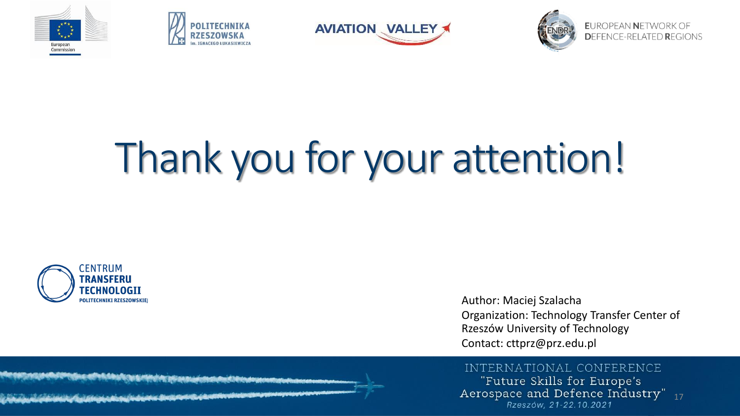# Thank you for your attention!

Author: Maciej Szalacha

Organization: Technology Transfer Center of Rzeszów University of Technology

Contact: cttprz@prz.edu.pl